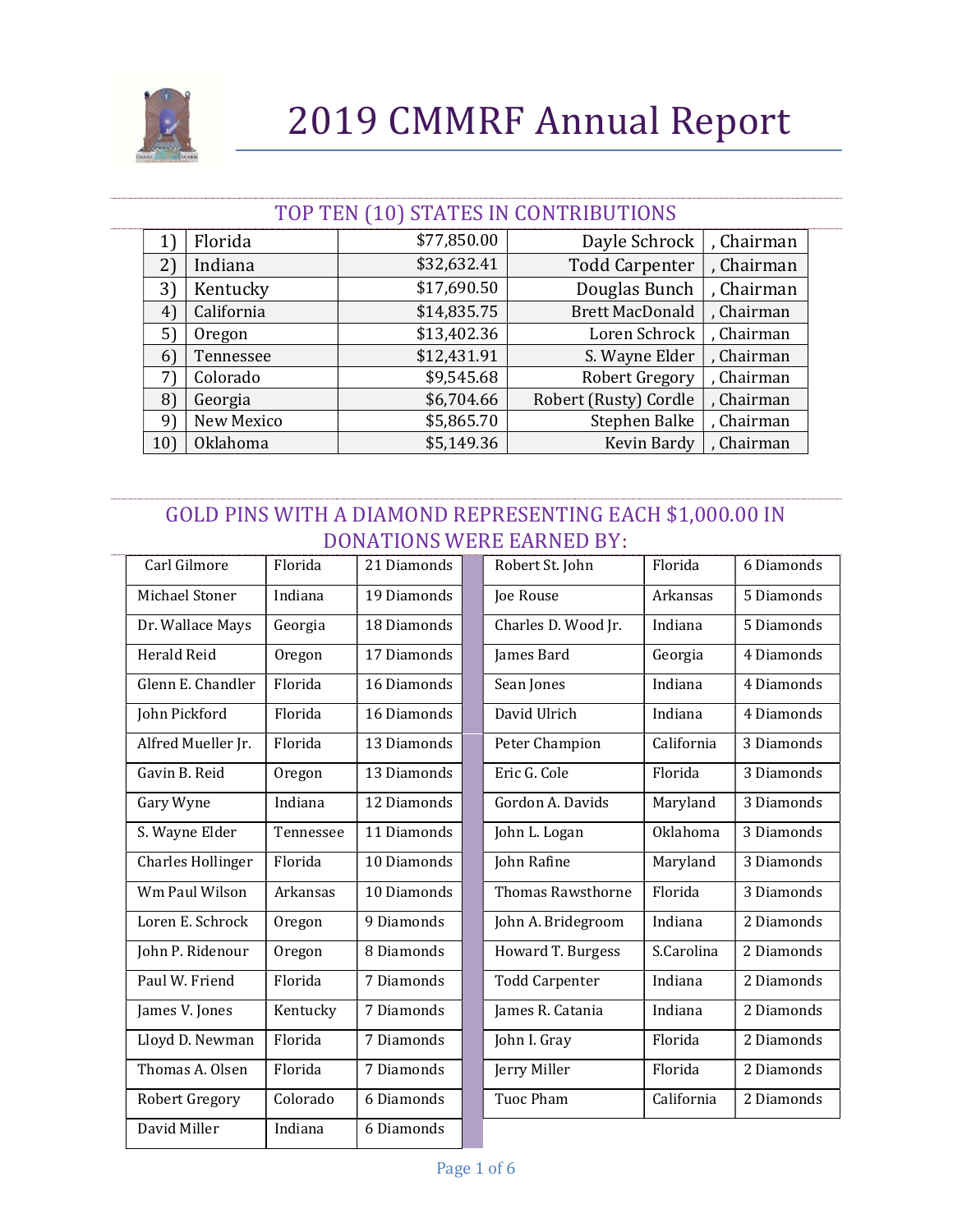# 2019 CMMRF Annual Report

## TOP TEN (10) STATES IN CONTRIBUTIONS

| | | | | |
|---|---|---|---|---|
| 1) | Florida | $77,850.00 | Dayle Schrock | , Chairman |
| 2) | Indiana | $32,632.41 | Todd Carpenter | , Chairman |
| 3) | Kentucky | $17,690.50 | Douglas Bunch | , Chairman |
| 4) | California | $14,835.75 | Brett MacDonald | , Chairman |
| 5) | Oregon | $13,402.36 | Loren Schrock | , Chairman |
| 6) | Tennessee | $12,431.91 | S. Wayne Elder | , Chairman |
| 7) | Colorado | $9,545.68 | Robert Gregory | , Chairman |
| 8) | Georgia | $6,704.66 | Robert (Rusty) Cordle | , Chairman |
| 9) | New Mexico | $5,865.70 | Stephen Balke | , Chairman |
| 10) | Oklahoma | $5,149.36 | Kevin Bardy | , Chairman |

## GOLD PINS WITH A DIAMOND REPRESENTING EACH $1,000.00 IN DONATIONS WERE EARNED BY:

| | | |
|---|---|---|
| Carl Gilmore | Florida | 21 Diamonds |
| Michael Stoner | Indiana | 19 Diamonds |
| Dr. Wallace Mays | Georgia | 18 Diamonds |
| Herald Reid | Oregon | 17 Diamonds |
| Glenn E. Chandler | Florida | 16 Diamonds |
| John Pickford | Florida | 16 Diamonds |
| Alfred Mueller Jr. | Florida | 13 Diamonds |
| Gavin B. Reid | Oregon | 13 Diamonds |
| Gary Wyne | Indiana | 12 Diamonds |
| S. Wayne Elder | Tennessee | 11 Diamonds |
| Charles Hollinger | Florida | 10 Diamonds |
| Wm Paul Wilson | Arkansas | 10 Diamonds |
| Loren E. Schrock | Oregon | 9 Diamonds |
| John P. Ridenour | Oregon | 8 Diamonds |
| Paul W. Friend | Florida | 7 Diamonds |
| James V. Jones | Kentucky | 7 Diamonds |
| Lloyd D. Newman | Florida | 7 Diamonds |
| Thomas A. Olsen | Florida | 7 Diamonds |
| Robert Gregory | Colorado | 6 Diamonds |
| David Miller | Indiana | 6 Diamonds |
| Robert St. John | Florida | 6 Diamonds |
| Joe Rouse | Arkansas | 5 Diamonds |
| Charles D. Wood Jr. | Indiana | 5 Diamonds |
| James Bard | Georgia | 4 Diamonds |
| Sean Jones | Indiana | 4 Diamonds |
| David Ulrich | Indiana | 4 Diamonds |
| Peter Champion | California | 3 Diamonds |
| Eric G. Cole | Florida | 3 Diamonds |
| Gordon A. Davids | Maryland | 3 Diamonds |
| John L. Logan | Oklahoma | 3 Diamonds |
| John Rafine | Maryland | 3 Diamonds |
| Thomas Rawsthorne | Florida | 3 Diamonds |
| John A. Bridegroom | Indiana | 2 Diamonds |
| Howard T. Burgess | S.Carolina | 2 Diamonds |
| Todd Carpenter | Indiana | 2 Diamonds |
| James R. Catania | Indiana | 2 Diamonds |
| John I. Gray | Florida | 2 Diamonds |
| Jerry Miller | Florida | 2 Diamonds |
| Tuoc Pham | California | 2 Diamonds |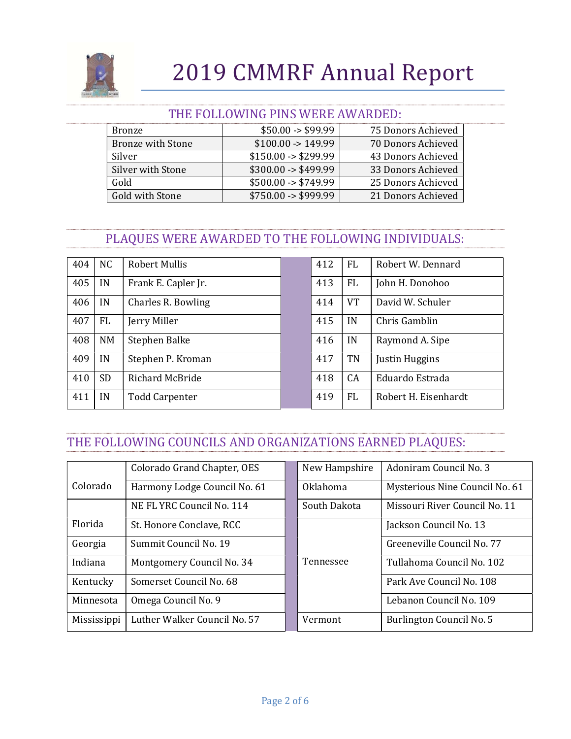# 2019 CMMRF Annual Report

## THE FOLLOWING PINS WERE AWARDED:

| Pin | Range | Donors |
|---|---|---|
| Bronze | $50.00 -> $99.99 | 75 Donors Achieved |
| Bronze with Stone | $100.00 -> 149.99 | 70 Donors Achieved |
| Silver | $150.00 -> $299.99 | 43 Donors Achieved |
| Silver with Stone | $300.00 -> $499.99 | 33 Donors Achieved |
| Gold | $500.00 -> $749.99 | 25 Donors Achieved |
| Gold with Stone | $750.00 -> $999.99 | 21 Donors Achieved |

## PLAQUES WERE AWARDED TO THE FOLLOWING INDIVIDUALS:

| No. | State | Name |
|---|---|---|
| 404 | NC | Robert Mullis |
| 405 | IN | Frank E. Capler Jr. |
| 406 | IN | Charles R. Bowling |
| 407 | FL | Jerry Miller |
| 408 | NM | Stephen Balke |
| 409 | IN | Stephen P. Kroman |
| 410 | SD | Richard McBride |
| 411 | IN | Todd Carpenter |
| 412 | FL | Robert W. Dennard |
| 413 | FL | John H. Donohoo |
| 414 | VT | David W. Schuler |
| 415 | IN | Chris Gamblin |
| 416 | IN | Raymond A. Sipe |
| 417 | TN | Justin Huggins |
| 418 | CA | Eduardo Estrada |
| 419 | FL | Robert H. Eisenhardt |

## THE FOLLOWING COUNCILS AND ORGANIZATIONS EARNED PLAQUES:

| State | Council / Organization |
|---|---|
| Colorado | Colorado Grand Chapter, OES |
| | Harmony Lodge Council No. 61 |
| Florida | NE FL YRC Council No. 114 |
| | St. Honore Conclave, RCC |
| Georgia | Summit Council No. 19 |
| Indiana | Montgomery Council No. 34 |
| Kentucky | Somerset Council No. 68 |
| Minnesota | Omega Council No. 9 |
| Mississippi | Luther Walker Council No. 57 |
| New Hampshire | Adoniram Council No. 3 |
| Oklahoma | Mysterious Nine Council No. 61 |
| South Dakota | Missouri River Council No. 11 |
| Tennessee | Jackson Council No. 13 |
| | Greeneville Council No. 77 |
| | Tullahoma Council No. 102 |
| | Park Ave Council No. 108 |
| | Lebanon Council No. 109 |
| Vermont | Burlington Council No. 5 |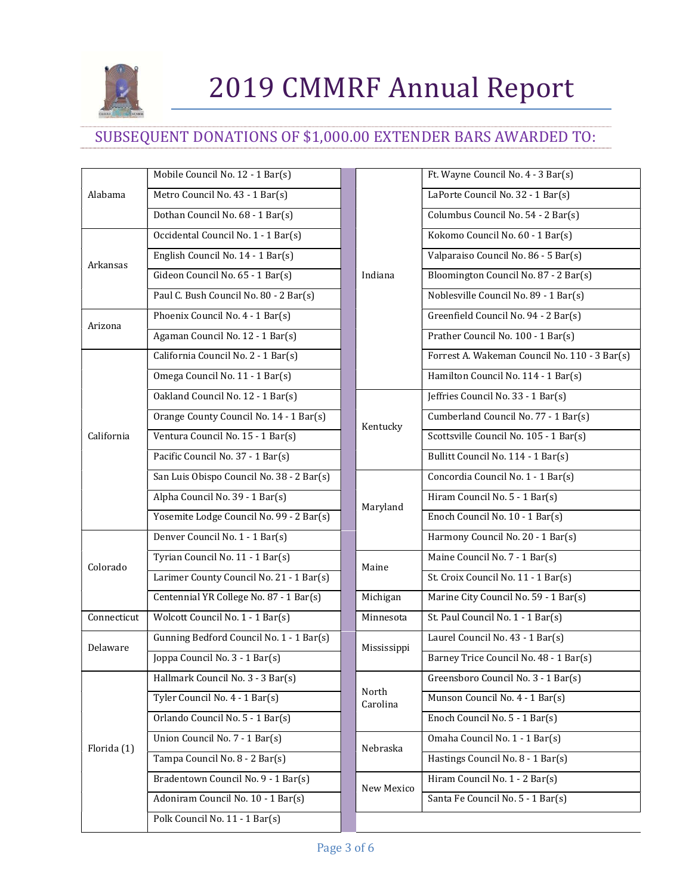# 2019 CMMRF Annual Report

## SUBSEQUENT DONATIONS OF $1,000.00 EXTENDER BARS AWARDED TO:

| State | Council |
|---|---|
| Alabama | Mobile Council No. 12 - 1 Bar(s) |
| | Metro Council No. 43 - 1 Bar(s) |
| | Dothan Council No. 68 - 1 Bar(s) |
| Arkansas | Occidental Council No. 1 - 1 Bar(s) |
| | English Council No. 14 - 1 Bar(s) |
| | Gideon Council No. 65 - 1 Bar(s) |
| | Paul C. Bush Council No. 80 - 2 Bar(s) |
| Arizona | Phoenix Council No. 4 - 1 Bar(s) |
| | Agaman Council No. 12 - 1 Bar(s) |
| California | California Council No. 2 - 1 Bar(s) |
| | Omega Council No. 11 - 1 Bar(s) |
| | Oakland Council No. 12 - 1 Bar(s) |
| | Orange County Council No. 14 - 1 Bar(s) |
| | Ventura Council No. 15 - 1 Bar(s) |
| | Pacific Council No. 37 - 1 Bar(s) |
| | San Luis Obispo Council No. 38 - 2 Bar(s) |
| | Alpha Council No. 39 - 1 Bar(s) |
| | Yosemite Lodge Council No. 99 - 2 Bar(s) |
| Colorado | Denver Council No. 1 - 1 Bar(s) |
| | Tyrian Council No. 11 - 1 Bar(s) |
| | Larimer County Council No. 21 - 1 Bar(s) |
| | Centennial YR College No. 87 - 1 Bar(s) |
| Connecticut | Wolcott Council No. 1 - 1 Bar(s) |
| Delaware | Gunning Bedford Council No. 1 - 1 Bar(s) |
| | Joppa Council No. 3 - 1 Bar(s) |
| Florida (1) | Hallmark Council No. 3 - 3 Bar(s) |
| | Tyler Council No. 4 - 1 Bar(s) |
| | Orlando Council No. 5 - 1 Bar(s) |
| | Union Council No. 7 - 1 Bar(s) |
| | Tampa Council No. 8 - 2 Bar(s) |
| | Bradentown Council No. 9 - 1 Bar(s) |
| | Adoniram Council No. 10 - 1 Bar(s) |
| | Polk Council No. 11 - 1 Bar(s) |
| Indiana | Ft. Wayne Council No. 4 - 3 Bar(s) |
| | LaPorte Council No. 32 - 1 Bar(s) |
| | Columbus Council No. 54 - 2 Bar(s) |
| | Kokomo Council No. 60 - 1 Bar(s) |
| | Valparaiso Council No. 86 - 5 Bar(s) |
| | Bloomington Council No. 87 - 2 Bar(s) |
| | Noblesville Council No. 89 - 1 Bar(s) |
| | Greenfield Council No. 94 - 2 Bar(s) |
| | Prather Council No. 100 - 1 Bar(s) |
| | Forrest A. Wakeman Council No. 110 - 3 Bar(s) |
| | Hamilton Council No. 114 - 1 Bar(s) |
| Kentucky | Jeffries Council No. 33 - 1 Bar(s) |
| | Cumberland Council No. 77 - 1 Bar(s) |
| | Scottsville Council No. 105 - 1 Bar(s) |
| | Bullitt Council No. 114 - 1 Bar(s) |
| Maryland | Concordia Council No. 1 - 1 Bar(s) |
| | Hiram Council No. 5 - 1 Bar(s) |
| | Enoch Council No. 10 - 1 Bar(s) |
| | Harmony Council No. 20 - 1 Bar(s) |
| Maine | Maine Council No. 7 - 1 Bar(s) |
| | St. Croix Council No. 11 - 1 Bar(s) |
| Michigan | Marine City Council No. 59 - 1 Bar(s) |
| Minnesota | St. Paul Council No. 1 - 1 Bar(s) |
| Mississippi | Laurel Council No. 43 - 1 Bar(s) |
| | Barney Trice Council No. 48 - 1 Bar(s) |
| North Carolina | Greensboro Council No. 3 - 1 Bar(s) |
| | Munson Council No. 4 - 1 Bar(s) |
| | Enoch Council No. 5 - 1 Bar(s) |
| Nebraska | Omaha Council No. 1 - 1 Bar(s) |
| | Hastings Council No. 8 - 1 Bar(s) |
| New Mexico | Hiram Council No. 1 - 2 Bar(s) |
| | Santa Fe Council No. 5 - 1 Bar(s) |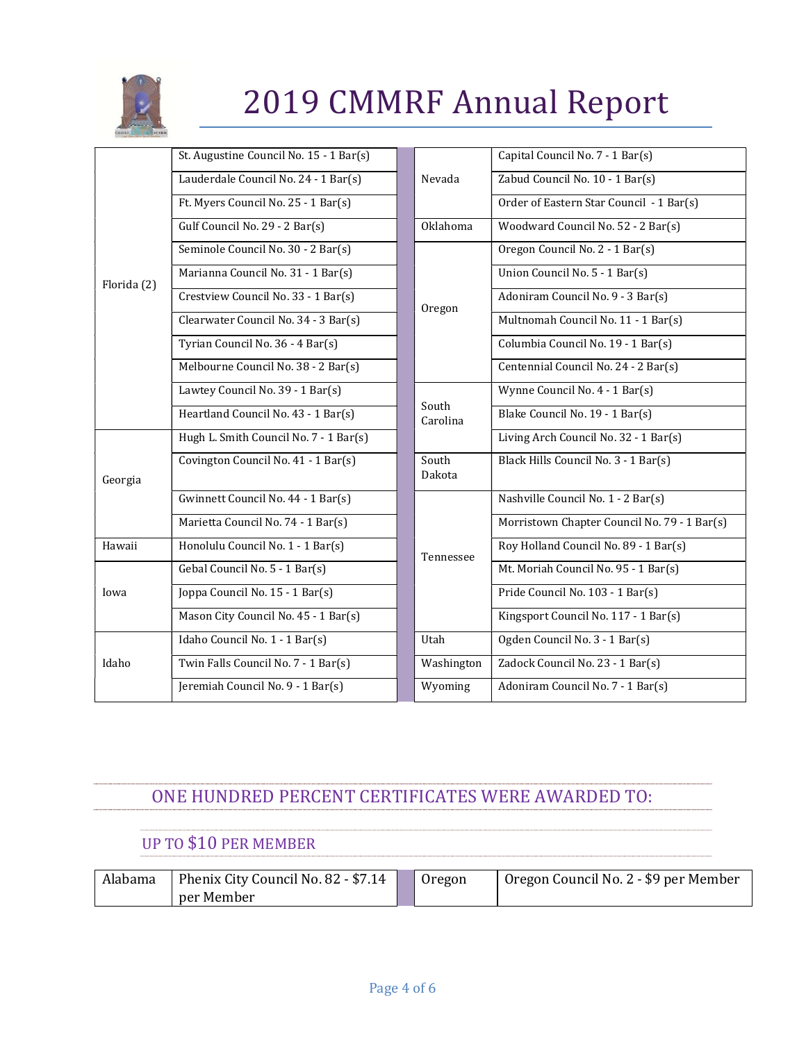| State | Council | | State | Council |
|---|---|---|---|---|
| Florida (2) | St. Augustine Council No. 15 - 1 Bar(s) | | Nevada | Capital Council No. 7 - 1 Bar(s) |
| | Lauderdale Council No. 24 - 1 Bar(s) | | | Zabud Council No. 10 - 1 Bar(s) |
| | Ft. Myers Council No. 25 - 1 Bar(s) | | | Order of Eastern Star Council - 1 Bar(s) |
| | Gulf Council No. 29 - 2 Bar(s) | | Oklahoma | Woodward Council No. 52 - 2 Bar(s) |
| | Seminole Council No. 30 - 2 Bar(s) | | Oregon | Oregon Council No. 2 - 1 Bar(s) |
| | Marianna Council No. 31 - 1 Bar(s) | | | Union Council No. 5 - 1 Bar(s) |
| | Crestview Council No. 33 - 1 Bar(s) | | | Adoniram Council No. 9 - 3 Bar(s) |
| | Clearwater Council No. 34 - 3 Bar(s) | | | Multnomah Council No. 11 - 1 Bar(s) |
| | Tyrian Council No. 36 - 4 Bar(s) | | | Columbia Council No. 19 - 1 Bar(s) |
| | Melbourne Council No. 38 - 2 Bar(s) | | | Centennial Council No. 24 - 2 Bar(s) |
| | Lawtey Council No. 39 - 1 Bar(s) | | South Carolina | Wynne Council No. 4 - 1 Bar(s) |
| | Heartland Council No. 43 - 1 Bar(s) | | | Blake Council No. 19 - 1 Bar(s) |
| Georgia | Hugh L. Smith Council No. 7 - 1 Bar(s) | | | Living Arch Council No. 32 - 1 Bar(s) |
| | Covington Council No. 41 - 1 Bar(s) | | South Dakota | Black Hills Council No. 3 - 1 Bar(s) |
| | Gwinnett Council No. 44 - 1 Bar(s) | | Tennessee | Nashville Council No. 1 - 2 Bar(s) |
| | Marietta Council No. 74 - 1 Bar(s) | | | Morristown Chapter Council No. 79 - 1 Bar(s) |
| Hawaii | Honolulu Council No. 1 - 1 Bar(s) | | | Roy Holland Council No. 89 - 1 Bar(s) |
| Iowa | Gebal Council No. 5 - 1 Bar(s) | | | Mt. Moriah Council No. 95 - 1 Bar(s) |
| | Joppa Council No. 15 - 1 Bar(s) | | | Pride Council No. 103 - 1 Bar(s) |
| | Mason City Council No. 45 - 1 Bar(s) | | | Kingsport Council No. 117 - 1 Bar(s) |
| Idaho | Idaho Council No. 1 - 1 Bar(s) | | Utah | Ogden Council No. 3 - 1 Bar(s) |
| | Twin Falls Council No. 7 - 1 Bar(s) | | Washington | Zadock Council No. 23 - 1 Bar(s) |
| | Jeremiah Council No. 9 - 1 Bar(s) | | Wyoming | Adoniram Council No. 7 - 1 Bar(s) |

## ONE HUNDRED PERCENT CERTIFICATES WERE AWARDED TO:

### UP TO $10 PER MEMBER

| State | Council | | State | Council |
|---|---|---|---|---|
| Alabama | Phenix City Council No. 82 - $7.14 per Member | | Oregon | Oregon Council No. 2 - $9 per Member |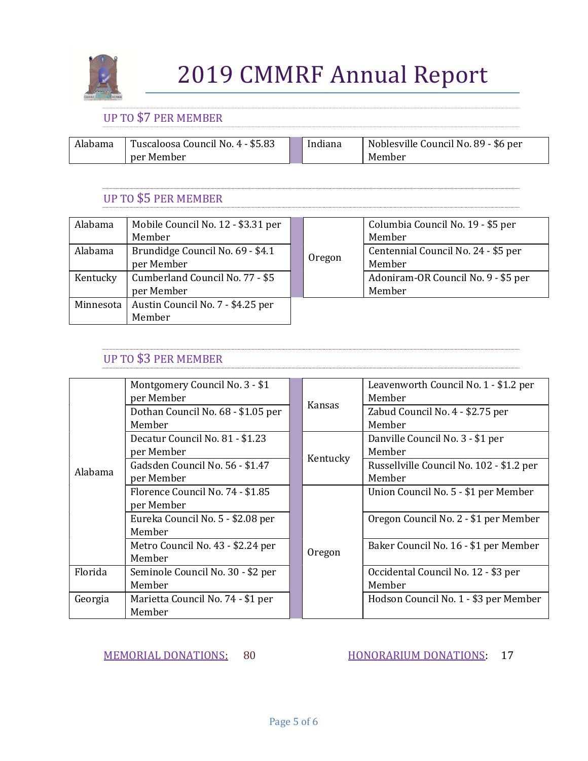# 2019 CMMRF Annual Report

## UP TO $7 PER MEMBER

| State | Council |
|---|---|
| Alabama | Tuscaloosa Council No. 4 - $5.83 per Member |
| Indiana | Noblesville Council No. 89 - $6 per Member |

## UP TO $5 PER MEMBER

| State | Council |
|---|---|
| Alabama | Mobile Council No. 12 - $3.31 per Member |
| Alabama | Brundidge Council No. 69 - $4.1 per Member |
| Kentucky | Cumberland Council No. 77 - $5 per Member |
| Minnesota | Austin Council No. 7 - $4.25 per Member |
| Oregon | Columbia Council No. 19 - $5 per Member |
| | Centennial Council No. 24 - $5 per Member |
| | Adoniram-OR Council No. 9 - $5 per Member |

## UP TO $3 PER MEMBER

| State | Council |
|---|---|
| Alabama | Montgomery Council No. 3 - $1 per Member |
| | Dothan Council No. 68 - $1.05 per Member |
| | Decatur Council No. 81 - $1.23 per Member |
| | Gadsden Council No. 56 - $1.47 per Member |
| | Florence Council No. 74 - $1.85 per Member |
| | Eureka Council No. 5 - $2.08 per Member |
| | Metro Council No. 43 - $2.24 per Member |
| Florida | Seminole Council No. 30 - $2 per Member |
| Georgia | Marietta Council No. 74 - $1 per Member |
| Kansas | Leavenworth Council No. 1 - $1.2 per Member |
| | Zabud Council No. 4 - $2.75 per Member |
| Kentucky | Danville Council No. 3 - $1 per Member |
| | Russellville Council No. 102 - $1.2 per Member |
| Oregon | Union Council No. 5 - $1 per Member |
| | Oregon Council No. 2 - $1 per Member |
| | Baker Council No. 16 - $1 per Member |
| | Occidental Council No. 12 - $3 per Member |
| | Hodson Council No. 1 - $3 per Member |

MEMORIAL DONATIONS: 80

HONORARIUM DONATIONS: 17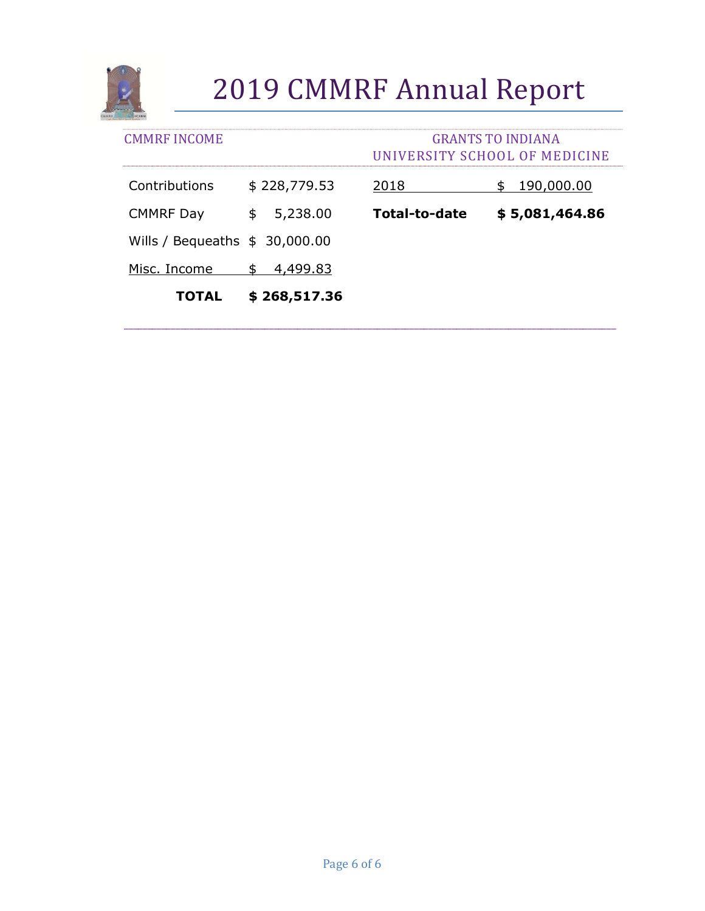# 2019 CMMRF Annual Report

## CMMRF INCOME

| | |
|---|---|
| Contributions | $ 228,779.53 |
| CMMRF Day | $ 5,238.00 |
| Wills / Bequeaths | $ 30,000.00 |
| Misc. Income | $ 4,499.83 |
| **TOTAL** | **$ 268,517.36** |

## GRANTS TO INDIANA UNIVERSITY SCHOOL OF MEDICINE

| | |
|---|---|
| 2018 | $ 190,000.00 |
| **Total-to-date** | **$ 5,081,464.86** |